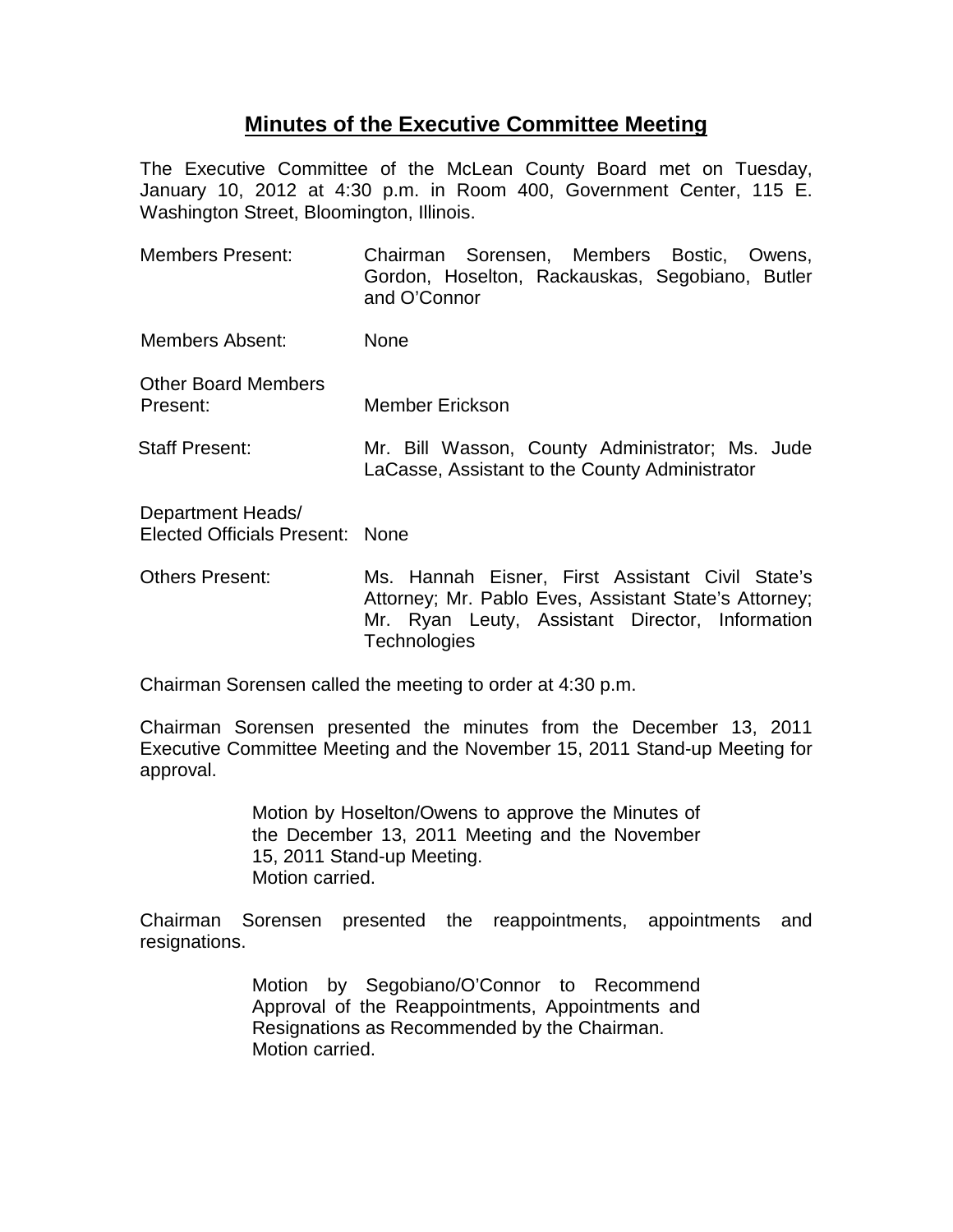# Minutes of the Executive Committee Meeting

The Executive Committee of the McLean County Board met on Tuesday, January 10, 2012 at 4:30 p.m. in Room 400, Government Center, 115 E. Washington Street, Bloomington, Illinois.

| | |
|---|---|
| Members Present: | Chairman Sorensen, Members Bostic, Owens, Gordon, Hoselton, Rackauskas, Segobiano, Butler and O'Connor |
| Members Absent: | None |
| Other Board Members Present: | Member Erickson |
| Staff Present: | Mr. Bill Wasson, County Administrator; Ms. Jude LaCasse, Assistant to the County Administrator |
| Department Heads/ Elected Officials Present: | None |
| Others Present: | Ms. Hannah Eisner, First Assistant Civil State's Attorney; Mr. Pablo Eves, Assistant State's Attorney; Mr. Ryan Leuty, Assistant Director, Information Technologies |

Chairman Sorensen called the meeting to order at 4:30 p.m.

Chairman Sorensen presented the minutes from the December 13, 2011 Executive Committee Meeting and the November 15, 2011 Stand-up Meeting for approval.

> Motion by Hoselton/Owens to approve the Minutes of the December 13, 2011 Meeting and the November 15, 2011 Stand-up Meeting.
> Motion carried.

Chairman Sorensen presented the reappointments, appointments and resignations.

> Motion by Segobiano/O'Connor to Recommend Approval of the Reappointments, Appointments and Resignations as Recommended by the Chairman.
> Motion carried.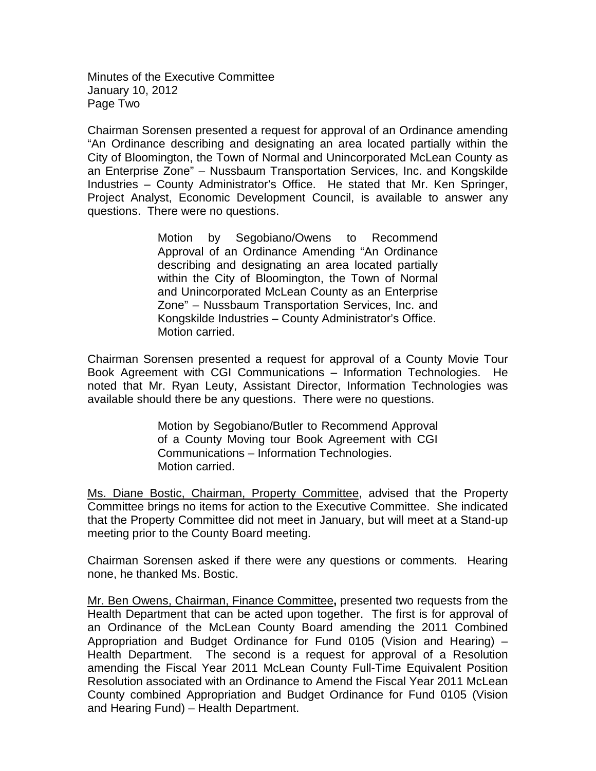Chairman Sorensen presented a request for approval of an Ordinance amending "An Ordinance describing and designating an area located partially within the City of Bloomington, the Town of Normal and Unincorporated McLean County as an Enterprise Zone" – Nussbaum Transportation Services, Inc. and Kongskilde Industries – County Administrator's Office. He stated that Mr. Ken Springer, Project Analyst, Economic Development Council, is available to answer any questions. There were no questions.

> Motion by Segobiano/Owens to Recommend Approval of an Ordinance Amending "An Ordinance describing and designating an area located partially within the City of Bloomington, the Town of Normal and Unincorporated McLean County as an Enterprise Zone" – Nussbaum Transportation Services, Inc. and Kongskilde Industries – County Administrator's Office.
> Motion carried.

Chairman Sorensen presented a request for approval of a County Movie Tour Book Agreement with CGI Communications – Information Technologies. He noted that Mr. Ryan Leuty, Assistant Director, Information Technologies was available should there be any questions. There were no questions.

> Motion by Segobiano/Butler to Recommend Approval of a County Moving tour Book Agreement with CGI Communications – Information Technologies.
> Motion carried.

Ms. Diane Bostic, Chairman, Property Committee, advised that the Property Committee brings no items for action to the Executive Committee. She indicated that the Property Committee did not meet in January, but will meet at a Stand-up meeting prior to the County Board meeting.

Chairman Sorensen asked if there were any questions or comments. Hearing none, he thanked Ms. Bostic.

Mr. Ben Owens, Chairman, Finance Committee**,** presented two requests from the Health Department that can be acted upon together. The first is for approval of an Ordinance of the McLean County Board amending the 2011 Combined Appropriation and Budget Ordinance for Fund 0105 (Vision and Hearing) – Health Department. The second is a request for approval of a Resolution amending the Fiscal Year 2011 McLean County Full-Time Equivalent Position Resolution associated with an Ordinance to Amend the Fiscal Year 2011 McLean County combined Appropriation and Budget Ordinance for Fund 0105 (Vision and Hearing Fund) – Health Department.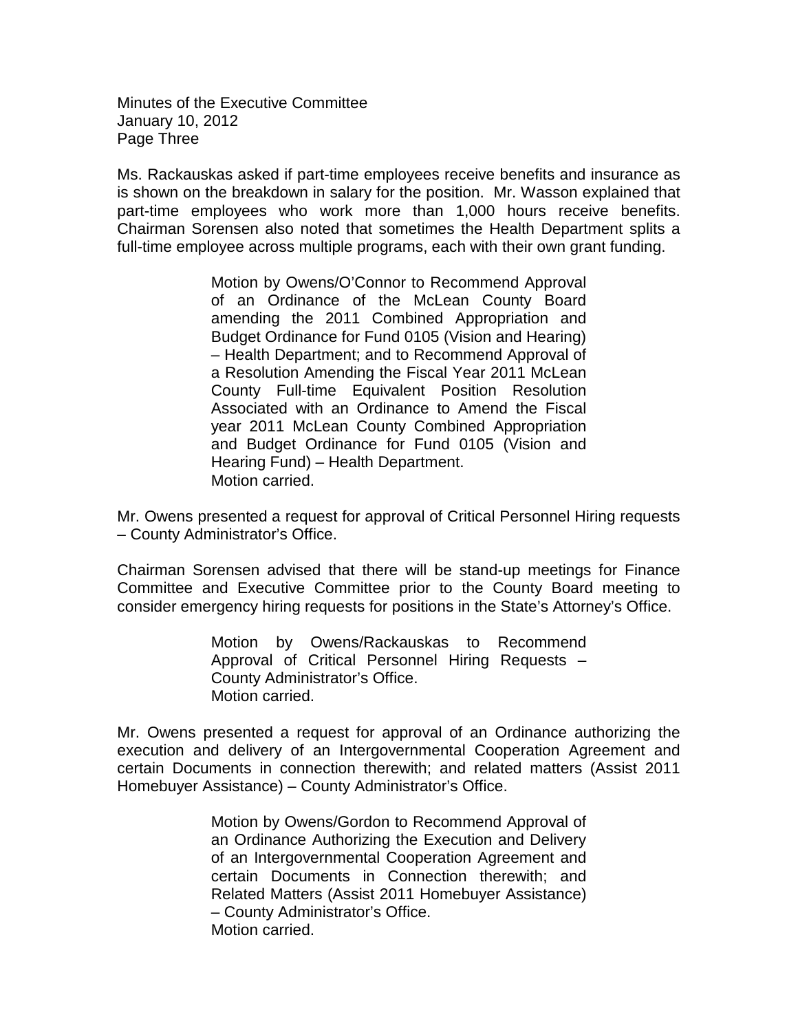Ms. Rackauskas asked if part-time employees receive benefits and insurance as is shown on the breakdown in salary for the position. Mr. Wasson explained that part-time employees who work more than 1,000 hours receive benefits. Chairman Sorensen also noted that sometimes the Health Department splits a full-time employee across multiple programs, each with their own grant funding.

> Motion by Owens/O'Connor to Recommend Approval of an Ordinance of the McLean County Board amending the 2011 Combined Appropriation and Budget Ordinance for Fund 0105 (Vision and Hearing) – Health Department; and to Recommend Approval of a Resolution Amending the Fiscal Year 2011 McLean County Full-time Equivalent Position Resolution Associated with an Ordinance to Amend the Fiscal year 2011 McLean County Combined Appropriation and Budget Ordinance for Fund 0105 (Vision and Hearing Fund) – Health Department.
> Motion carried.

Mr. Owens presented a request for approval of Critical Personnel Hiring requests – County Administrator's Office.

Chairman Sorensen advised that there will be stand-up meetings for Finance Committee and Executive Committee prior to the County Board meeting to consider emergency hiring requests for positions in the State's Attorney's Office.

> Motion by Owens/Rackauskas to Recommend Approval of Critical Personnel Hiring Requests – County Administrator's Office.
> Motion carried.

Mr. Owens presented a request for approval of an Ordinance authorizing the execution and delivery of an Intergovernmental Cooperation Agreement and certain Documents in connection therewith; and related matters (Assist 2011 Homebuyer Assistance) – County Administrator's Office.

> Motion by Owens/Gordon to Recommend Approval of an Ordinance Authorizing the Execution and Delivery of an Intergovernmental Cooperation Agreement and certain Documents in Connection therewith; and Related Matters (Assist 2011 Homebuyer Assistance) – County Administrator's Office.
> Motion carried.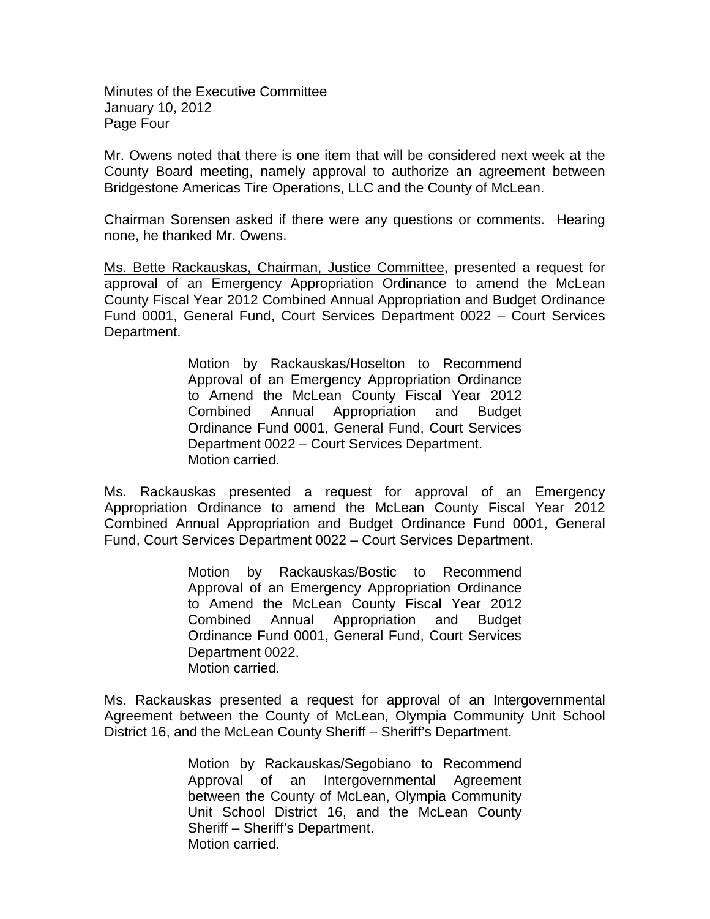Mr. Owens noted that there is one item that will be considered next week at the County Board meeting, namely approval to authorize an agreement between Bridgestone Americas Tire Operations, LLC and the County of McLean.

Chairman Sorensen asked if there were any questions or comments. Hearing none, he thanked Mr. Owens.

Ms. Bette Rackauskas, Chairman, Justice Committee, presented a request for approval of an Emergency Appropriation Ordinance to amend the McLean County Fiscal Year 2012 Combined Annual Appropriation and Budget Ordinance Fund 0001, General Fund, Court Services Department 0022 – Court Services Department.

> Motion by Rackauskas/Hoselton to Recommend Approval of an Emergency Appropriation Ordinance to Amend the McLean County Fiscal Year 2012 Combined Annual Appropriation and Budget Ordinance Fund 0001, General Fund, Court Services Department 0022 – Court Services Department.
> Motion carried.

Ms. Rackauskas presented a request for approval of an Emergency Appropriation Ordinance to amend the McLean County Fiscal Year 2012 Combined Annual Appropriation and Budget Ordinance Fund 0001, General Fund, Court Services Department 0022 – Court Services Department.

> Motion by Rackauskas/Bostic to Recommend Approval of an Emergency Appropriation Ordinance to Amend the McLean County Fiscal Year 2012 Combined Annual Appropriation and Budget Ordinance Fund 0001, General Fund, Court Services Department 0022.
> Motion carried.

Ms. Rackauskas presented a request for approval of an Intergovernmental Agreement between the County of McLean, Olympia Community Unit School District 16, and the McLean County Sheriff – Sheriff's Department.

> Motion by Rackauskas/Segobiano to Recommend Approval of an Intergovernmental Agreement between the County of McLean, Olympia Community Unit School District 16, and the McLean County Sheriff – Sheriff's Department.
> Motion carried.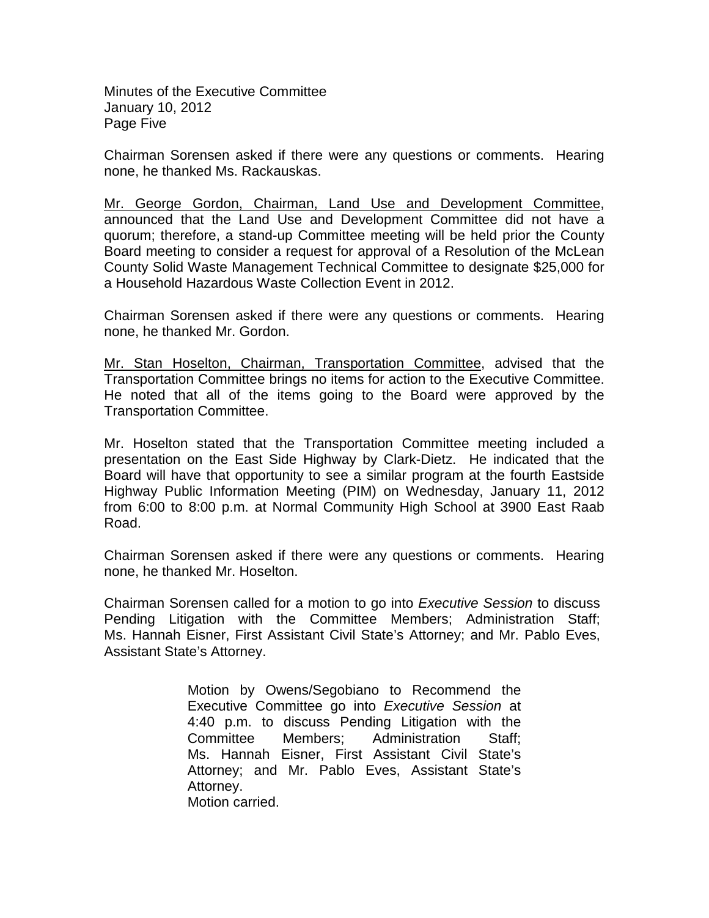Chairman Sorensen asked if there were any questions or comments. Hearing none, he thanked Ms. Rackauskas.

Mr. George Gordon, Chairman, Land Use and Development Committee, announced that the Land Use and Development Committee did not have a quorum; therefore, a stand-up Committee meeting will be held prior the County Board meeting to consider a request for approval of a Resolution of the McLean County Solid Waste Management Technical Committee to designate $25,000 for a Household Hazardous Waste Collection Event in 2012.

Chairman Sorensen asked if there were any questions or comments. Hearing none, he thanked Mr. Gordon.

Mr. Stan Hoselton, Chairman, Transportation Committee, advised that the Transportation Committee brings no items for action to the Executive Committee. He noted that all of the items going to the Board were approved by the Transportation Committee.

Mr. Hoselton stated that the Transportation Committee meeting included a presentation on the East Side Highway by Clark-Dietz. He indicated that the Board will have that opportunity to see a similar program at the fourth Eastside Highway Public Information Meeting (PIM) on Wednesday, January 11, 2012 from 6:00 to 8:00 p.m. at Normal Community High School at 3900 East Raab Road.

Chairman Sorensen asked if there were any questions or comments. Hearing none, he thanked Mr. Hoselton.

Chairman Sorensen called for a motion to go into *Executive Session* to discuss Pending Litigation with the Committee Members; Administration Staff; Ms. Hannah Eisner, First Assistant Civil State's Attorney; and Mr. Pablo Eves, Assistant State's Attorney.

> Motion by Owens/Segobiano to Recommend the Executive Committee go into *Executive Session* at 4:40 p.m. to discuss Pending Litigation with the Committee Members; Administration Staff; Ms. Hannah Eisner, First Assistant Civil State's Attorney; and Mr. Pablo Eves, Assistant State's Attorney.
> Motion carried.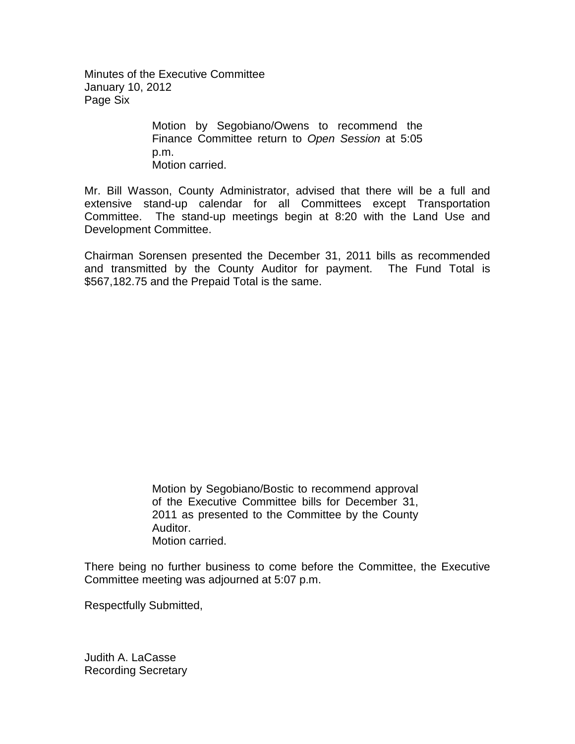Motion by Segobiano/Owens to recommend the Finance Committee return to *Open Session* at 5:05 p.m.
Motion carried.

Mr. Bill Wasson, County Administrator, advised that there will be a full and extensive stand-up calendar for all Committees except Transportation Committee. The stand-up meetings begin at 8:20 with the Land Use and Development Committee.

Chairman Sorensen presented the December 31, 2011 bills as recommended and transmitted by the County Auditor for payment. The Fund Total is $567,182.75 and the Prepaid Total is the same.

Motion by Segobiano/Bostic to recommend approval of the Executive Committee bills for December 31, 2011 as presented to the Committee by the County Auditor.
Motion carried.

There being no further business to come before the Committee, the Executive Committee meeting was adjourned at 5:07 p.m.

Respectfully Submitted,

Judith A. LaCasse
Recording Secretary